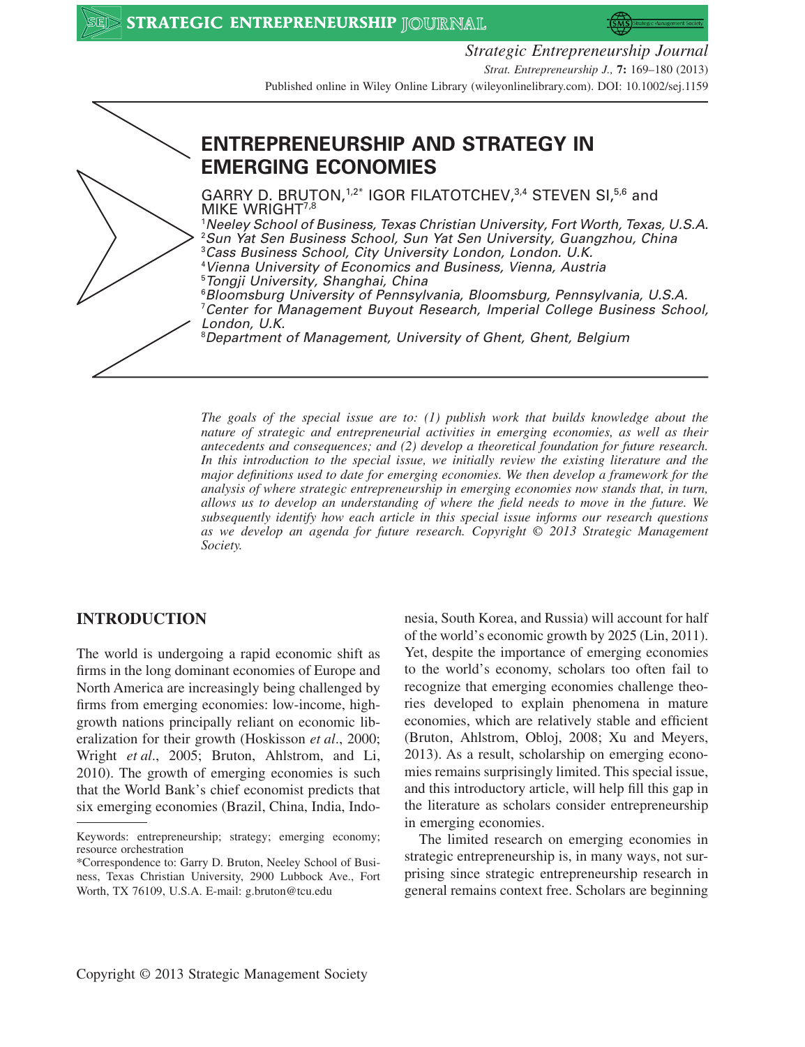# ENTREPRENEURSHIP AND STRATEGY IN EMERGING ECONOMIES

GARRY D. BRUTON,[1,2*] IGOR FILATOTCHEV,[3,4] STEVEN SI,[5,6] and MIKE WRIGHT[7,8]

[1] *Neeley School of Business, Texas Christian University, Fort Worth, Texas, U.S.A.*
[2] *Sun Yat Sen Business School, Sun Yat Sen University, Guangzhou, China*
[3] *Cass Business School, City University London, London. U.K.*
[4] *Vienna University of Economics and Business, Vienna, Austria*
[5] *Tongji University, Shanghai, China*
[6] *Bloomsburg University of Pennsylvania, Bloomsburg, Pennsylvania, U.S.A.*
[7] *Center for Management Buyout Research, Imperial College Business School, London, U.K.*
[8] *Department of Management, University of Ghent, Ghent, Belgium*

*The goals of the special issue are to: (1) publish work that builds knowledge about the nature of strategic and entrepreneurial activities in emerging economies, as well as their antecedents and consequences; and (2) develop a theoretical foundation for future research. In this introduction to the special issue, we initially review the existing literature and the major definitions used to date for emerging economies. We then develop a framework for the analysis of where strategic entrepreneurship in emerging economies now stands that, in turn, allows us to develop an understanding of where the field needs to move in the future. We subsequently identify how each article in this special issue informs our research questions as we develop an agenda for future research. Copyright © 2013 Strategic Management Society.*

## INTRODUCTION

The world is undergoing a rapid economic shift as firms in the long dominant economies of Europe and North America are increasingly being challenged by firms from emerging economies: low-income, high-growth nations principally reliant on economic liberalization for their growth (Hoskisson *et al*., 2000; Wright *et al*., 2005; Bruton, Ahlstrom, and Li, 2010). The growth of emerging economies is such that the World Bank's chief economist predicts that six emerging economies (Brazil, China, India, Indonesia, South Korea, and Russia) will account for half of the world's economic growth by 2025 (Lin, 2011). Yet, despite the importance of emerging economies to the world's economy, scholars too often fail to recognize that emerging economies challenge theories developed to explain phenomena in mature economies, which are relatively stable and efficient (Bruton, Ahlstrom, Obloj, 2008; Xu and Meyers, 2013). As a result, scholarship on emerging economies remains surprisingly limited. This special issue, and this introductory article, will help fill this gap in the literature as scholars consider entrepreneurship in emerging economies.

The limited research on emerging economies in strategic entrepreneurship is, in many ways, not surprising since strategic entrepreneurship research in general remains context free. Scholars are beginning

Keywords: entrepreneurship; strategy; emerging economy; resource orchestration

*Correspondence to: Garry D. Bruton, Neeley School of Business, Texas Christian University, 2900 Lubbock Ave., Fort Worth, TX 76109, U.S.A. E-mail: g.bruton@tcu.edu

Copyright © 2013 Strategic Management Society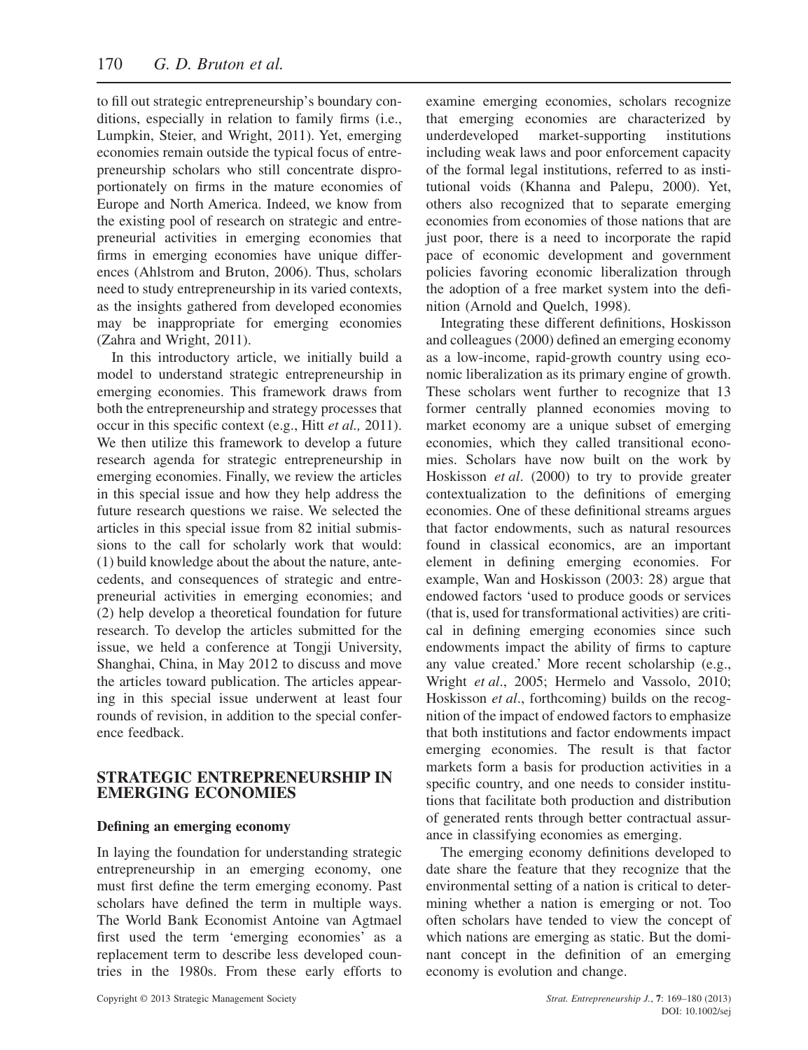to fill out strategic entrepreneurship's boundary conditions, especially in relation to family firms (i.e., Lumpkin, Steier, and Wright, 2011). Yet, emerging economies remain outside the typical focus of entrepreneurship scholars who still concentrate disproportionately on firms in the mature economies of Europe and North America. Indeed, we know from the existing pool of research on strategic and entrepreneurial activities in emerging economies that firms in emerging economies have unique differences (Ahlstrom and Bruton, 2006). Thus, scholars need to study entrepreneurship in its varied contexts, as the insights gathered from developed economies may be inappropriate for emerging economies (Zahra and Wright, 2011).

In this introductory article, we initially build a model to understand strategic entrepreneurship in emerging economies. This framework draws from both the entrepreneurship and strategy processes that occur in this specific context (e.g., Hitt *et al.,* 2011). We then utilize this framework to develop a future research agenda for strategic entrepreneurship in emerging economies. Finally, we review the articles in this special issue and how they help address the future research questions we raise. We selected the articles in this special issue from 82 initial submissions to the call for scholarly work that would: (1) build knowledge about the about the nature, antecedents, and consequences of strategic and entrepreneurial activities in emerging economies; and (2) help develop a theoretical foundation for future research. To develop the articles submitted for the issue, we held a conference at Tongji University, Shanghai, China, in May 2012 to discuss and move the articles toward publication. The articles appearing in this special issue underwent at least four rounds of revision, in addition to the special conference feedback.

## STRATEGIC ENTREPRENEURSHIP IN EMERGING ECONOMIES

### Defining an emerging economy

In laying the foundation for understanding strategic entrepreneurship in an emerging economy, one must first define the term emerging economy. Past scholars have defined the term in multiple ways. The World Bank Economist Antoine van Agtmael first used the term 'emerging economies' as a replacement term to describe less developed countries in the 1980s. From these early efforts to examine emerging economies, scholars recognize that emerging economies are characterized by underdeveloped market-supporting institutions including weak laws and poor enforcement capacity of the formal legal institutions, referred to as institutional voids (Khanna and Palepu, 2000). Yet, others also recognized that to separate emerging economies from economies of those nations that are just poor, there is a need to incorporate the rapid pace of economic development and government policies favoring economic liberalization through the adoption of a free market system into the definition (Arnold and Quelch, 1998).

Integrating these different definitions, Hoskisson and colleagues (2000) defined an emerging economy as a low-income, rapid-growth country using economic liberalization as its primary engine of growth. These scholars went further to recognize that 13 former centrally planned economies moving to market economy are a unique subset of emerging economies, which they called transitional economies. Scholars have now built on the work by Hoskisson *et al*. (2000) to try to provide greater contextualization to the definitions of emerging economies. One of these definitional streams argues that factor endowments, such as natural resources found in classical economics, are an important element in defining emerging economies. For example, Wan and Hoskisson (2003: 28) argue that endowed factors 'used to produce goods or services (that is, used for transformational activities) are critical in defining emerging economies since such endowments impact the ability of firms to capture any value created.' More recent scholarship (e.g., Wright *et al*., 2005; Hermelo and Vassolo, 2010; Hoskisson *et al*., forthcoming) builds on the recognition of the impact of endowed factors to emphasize that both institutions and factor endowments impact emerging economies. The result is that factor markets form a basis for production activities in a specific country, and one needs to consider institutions that facilitate both production and distribution of generated rents through better contractual assurance in classifying economies as emerging.

The emerging economy definitions developed to date share the feature that they recognize that the environmental setting of a nation is critical to determining whether a nation is emerging or not. Too often scholars have tended to view the concept of which nations are emerging as static. But the dominant concept in the definition of an emerging economy is evolution and change.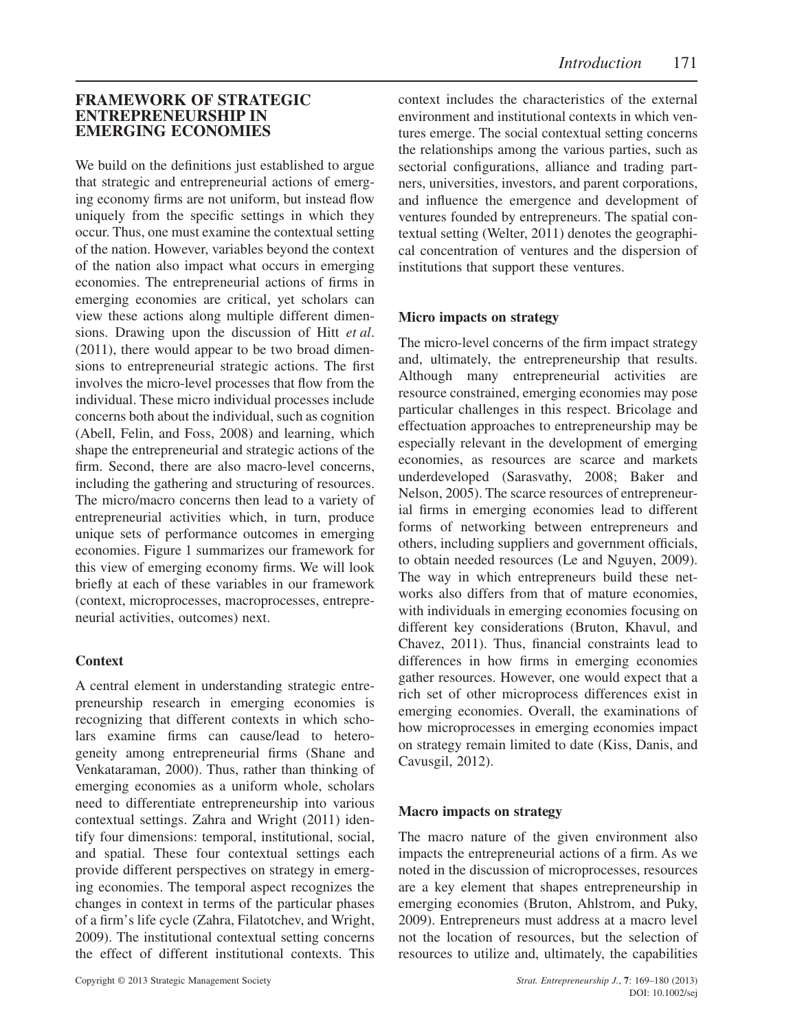## FRAMEWORK OF STRATEGIC ENTREPRENEURSHIP IN EMERGING ECONOMIES

We build on the definitions just established to argue that strategic and entrepreneurial actions of emerging economy firms are not uniform, but instead flow uniquely from the specific settings in which they occur. Thus, one must examine the contextual setting of the nation. However, variables beyond the context of the nation also impact what occurs in emerging economies. The entrepreneurial actions of firms in emerging economies are critical, yet scholars can view these actions along multiple different dimensions. Drawing upon the discussion of Hitt *et al*. (2011), there would appear to be two broad dimensions to entrepreneurial strategic actions. The first involves the micro-level processes that flow from the individual. These micro individual processes include concerns both about the individual, such as cognition (Abell, Felin, and Foss, 2008) and learning, which shape the entrepreneurial and strategic actions of the firm. Second, there are also macro-level concerns, including the gathering and structuring of resources. The micro/macro concerns then lead to a variety of entrepreneurial activities which, in turn, produce unique sets of performance outcomes in emerging economies. Figure 1 summarizes our framework for this view of emerging economy firms. We will look briefly at each of these variables in our framework (context, microprocesses, macroprocesses, entrepreneurial activities, outcomes) next.

### Context

A central element in understanding strategic entrepreneurship research in emerging economies is recognizing that different contexts in which scholars examine firms can cause/lead to heterogeneity among entrepreneurial firms (Shane and Venkataraman, 2000). Thus, rather than thinking of emerging economies as a uniform whole, scholars need to differentiate entrepreneurship into various contextual settings. Zahra and Wright (2011) identify four dimensions: temporal, institutional, social, and spatial. These four contextual settings each provide different perspectives on strategy in emerging economies. The temporal aspect recognizes the changes in context in terms of the particular phases of a firm's life cycle (Zahra, Filatotchev, and Wright, 2009). The institutional contextual setting concerns the effect of different institutional contexts. This context includes the characteristics of the external environment and institutional contexts in which ventures emerge. The social contextual setting concerns the relationships among the various parties, such as sectorial configurations, alliance and trading partners, universities, investors, and parent corporations, and influence the emergence and development of ventures founded by entrepreneurs. The spatial contextual setting (Welter, 2011) denotes the geographical concentration of ventures and the dispersion of institutions that support these ventures.

### Micro impacts on strategy

The micro-level concerns of the firm impact strategy and, ultimately, the entrepreneurship that results. Although many entrepreneurial activities are resource constrained, emerging economies may pose particular challenges in this respect. Bricolage and effectuation approaches to entrepreneurship may be especially relevant in the development of emerging economies, as resources are scarce and markets underdeveloped (Sarasvathy, 2008; Baker and Nelson, 2005). The scarce resources of entrepreneurial firms in emerging economies lead to different forms of networking between entrepreneurs and others, including suppliers and government officials, to obtain needed resources (Le and Nguyen, 2009). The way in which entrepreneurs build these networks also differs from that of mature economies, with individuals in emerging economies focusing on different key considerations (Bruton, Khavul, and Chavez, 2011). Thus, financial constraints lead to differences in how firms in emerging economies gather resources. However, one would expect that a rich set of other microprocess differences exist in emerging economies. Overall, the examinations of how microprocesses in emerging economies impact on strategy remain limited to date (Kiss, Danis, and Cavusgil, 2012).

### Macro impacts on strategy

The macro nature of the given environment also impacts the entrepreneurial actions of a firm. As we noted in the discussion of microprocesses, resources are a key element that shapes entrepreneurship in emerging economies (Bruton, Ahlstrom, and Puky, 2009). Entrepreneurs must address at a macro level not the location of resources, but the selection of resources to utilize and, ultimately, the capabilities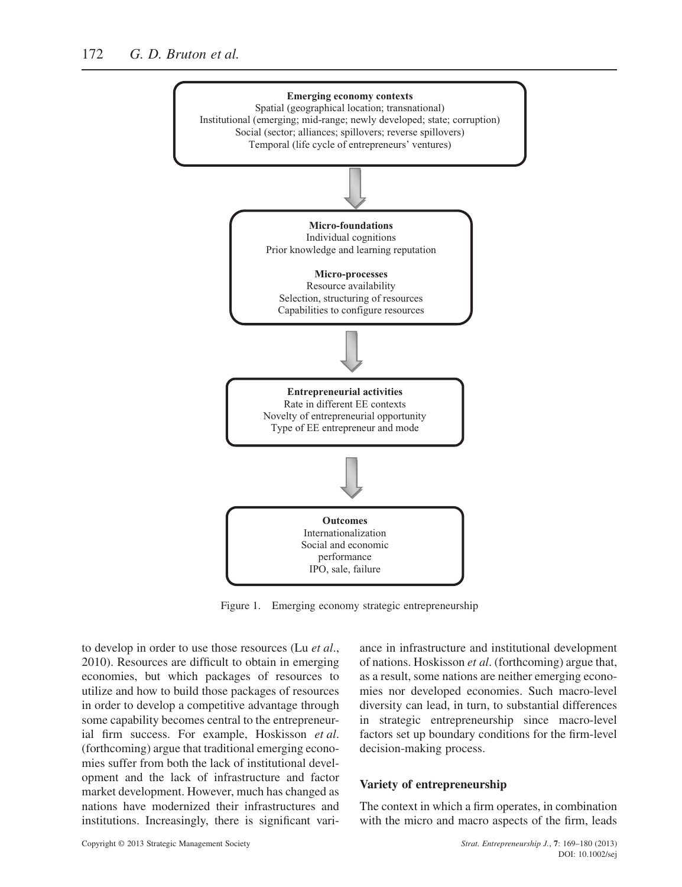**Emerging economy contexts**
Spatial (geographical location; transnational)
Institutional (emerging; mid-range; newly developed; state; corruption)
Social (sector; alliances; spillovers; reverse spillovers)
Temporal (life cycle of entrepreneurs' ventures)

**Micro-foundations**
Individual cognitions
Prior knowledge and learning reputation

**Micro-processes**
Resource availability
Selection, structuring of resources
Capabilities to configure resources

**Entrepreneurial activities**
Rate in different EE contexts
Novelty of entrepreneurial opportunity
Type of EE entrepreneur and mode

**Outcomes**
Internationalization
Social and economic performance
IPO, sale, failure

Figure 1. Emerging economy strategic entrepreneurship

to develop in order to use those resources (Lu *et al*., 2010). Resources are difficult to obtain in emerging economies, but which packages of resources to utilize and how to build those packages of resources in order to develop a competitive advantage through some capability becomes central to the entrepreneurial firm success. For example, Hoskisson *et al*. (forthcoming) argue that traditional emerging economies suffer from both the lack of institutional development and the lack of infrastructure and factor market development. However, much has changed as nations have modernized their infrastructures and institutions. Increasingly, there is significant variance in infrastructure and institutional development of nations. Hoskisson *et al*. (forthcoming) argue that, as a result, some nations are neither emerging economies nor developed economies. Such macro-level diversity can lead, in turn, to substantial differences in strategic entrepreneurship since macro-level factors set up boundary conditions for the firm-level decision-making process.

## Variety of entrepreneurship

The context in which a firm operates, in combination with the micro and macro aspects of the firm, leads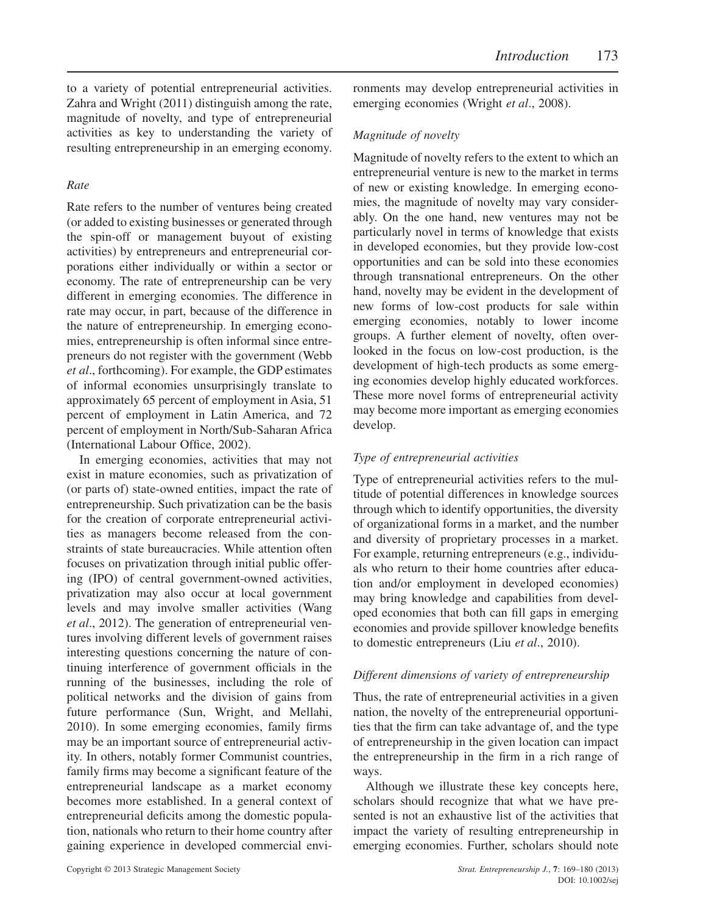to a variety of potential entrepreneurial activities. Zahra and Wright (2011) distinguish among the rate, magnitude of novelty, and type of entrepreneurial activities as key to understanding the variety of resulting entrepreneurship in an emerging economy.

### *Rate*

Rate refers to the number of ventures being created (or added to existing businesses or generated through the spin-off or management buyout of existing activities) by entrepreneurs and entrepreneurial corporations either individually or within a sector or economy. The rate of entrepreneurship can be very different in emerging economies. The difference in rate may occur, in part, because of the difference in the nature of entrepreneurship. In emerging economies, entrepreneurship is often informal since entrepreneurs do not register with the government (Webb *et al*., forthcoming). For example, the GDP estimates of informal economies unsurprisingly translate to approximately 65 percent of employment in Asia, 51 percent of employment in Latin America, and 72 percent of employment in North/Sub-Saharan Africa (International Labour Office, 2002).

In emerging economies, activities that may not exist in mature economies, such as privatization of (or parts of) state-owned entities, impact the rate of entrepreneurship. Such privatization can be the basis for the creation of corporate entrepreneurial activities as managers become released from the constraints of state bureaucracies. While attention often focuses on privatization through initial public offering (IPO) of central government-owned activities, privatization may also occur at local government levels and may involve smaller activities (Wang *et al*., 2012). The generation of entrepreneurial ventures involving different levels of government raises interesting questions concerning the nature of continuing interference of government officials in the running of the businesses, including the role of political networks and the division of gains from future performance (Sun, Wright, and Mellahi, 2010). In some emerging economies, family firms may be an important source of entrepreneurial activity. In others, notably former Communist countries, family firms may become a significant feature of the entrepreneurial landscape as a market economy becomes more established. In a general context of entrepreneurial deficits among the domestic population, nationals who return to their home country after gaining experience in developed commercial environments may develop entrepreneurial activities in emerging economies (Wright *et al*., 2008).

### *Magnitude of novelty*

Magnitude of novelty refers to the extent to which an entrepreneurial venture is new to the market in terms of new or existing knowledge. In emerging economies, the magnitude of novelty may vary considerably. On the one hand, new ventures may not be particularly novel in terms of knowledge that exists in developed economies, but they provide low-cost opportunities and can be sold into these economies through transnational entrepreneurs. On the other hand, novelty may be evident in the development of new forms of low-cost products for sale within emerging economies, notably to lower income groups. A further element of novelty, often overlooked in the focus on low-cost production, is the development of high-tech products as some emerging economies develop highly educated workforces. These more novel forms of entrepreneurial activity may become more important as emerging economies develop.

### *Type of entrepreneurial activities*

Type of entrepreneurial activities refers to the multitude of potential differences in knowledge sources through which to identify opportunities, the diversity of organizational forms in a market, and the number and diversity of proprietary processes in a market. For example, returning entrepreneurs (e.g., individuals who return to their home countries after education and/or employment in developed economies) may bring knowledge and capabilities from developed economies that both can fill gaps in emerging economies and provide spillover knowledge benefits to domestic entrepreneurs (Liu *et al*., 2010).

### *Different dimensions of variety of entrepreneurship*

Thus, the rate of entrepreneurial activities in a given nation, the novelty of the entrepreneurial opportunities that the firm can take advantage of, and the type of entrepreneurship in the given location can impact the entrepreneurship in the firm in a rich range of ways.

Although we illustrate these key concepts here, scholars should recognize that what we have presented is not an exhaustive list of the activities that impact the variety of resulting entrepreneurship in emerging economies. Further, scholars should note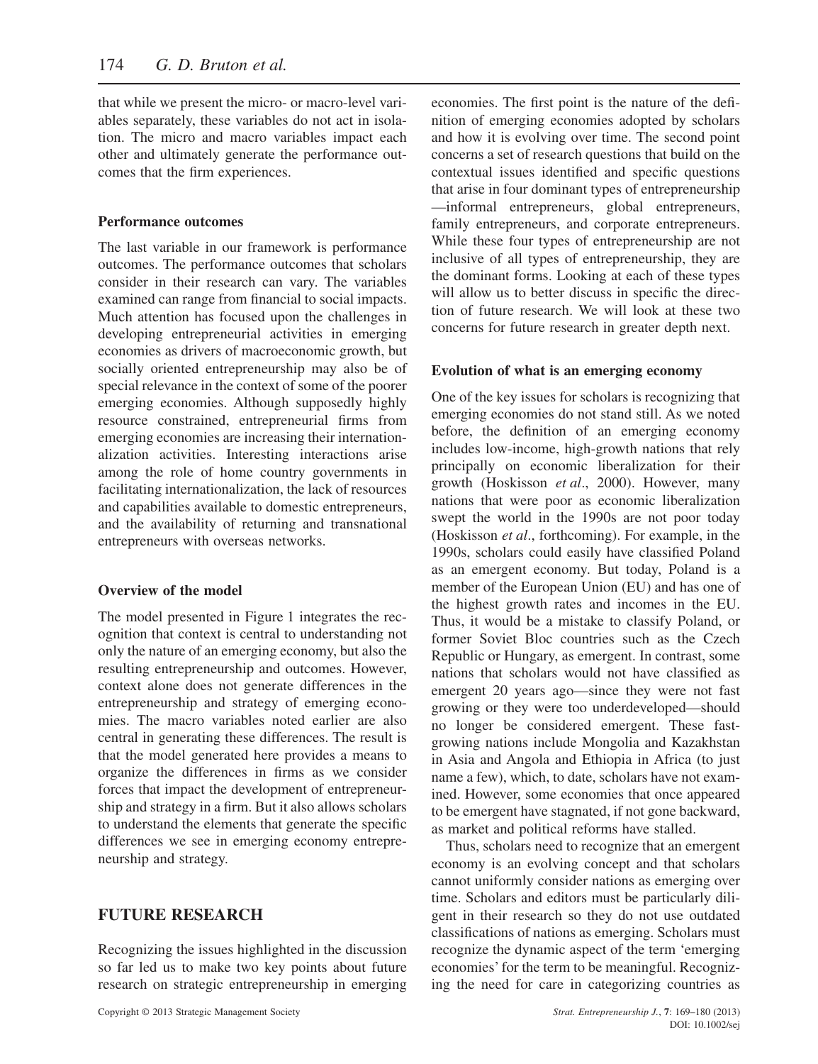that while we present the micro- or macro-level variables separately, these variables do not act in isolation. The micro and macro variables impact each other and ultimately generate the performance outcomes that the firm experiences.

### Performance outcomes

The last variable in our framework is performance outcomes. The performance outcomes that scholars consider in their research can vary. The variables examined can range from financial to social impacts. Much attention has focused upon the challenges in developing entrepreneurial activities in emerging economies as drivers of macroeconomic growth, but socially oriented entrepreneurship may also be of special relevance in the context of some of the poorer emerging economies. Although supposedly highly resource constrained, entrepreneurial firms from emerging economies are increasing their internationalization activities. Interesting interactions arise among the role of home country governments in facilitating internationalization, the lack of resources and capabilities available to domestic entrepreneurs, and the availability of returning and transnational entrepreneurs with overseas networks.

### Overview of the model

The model presented in Figure 1 integrates the recognition that context is central to understanding not only the nature of an emerging economy, but also the resulting entrepreneurship and outcomes. However, context alone does not generate differences in the entrepreneurship and strategy of emerging economies. The macro variables noted earlier are also central in generating these differences. The result is that the model generated here provides a means to organize the differences in firms as we consider forces that impact the development of entrepreneurship and strategy in a firm. But it also allows scholars to understand the elements that generate the specific differences we see in emerging economy entrepreneurship and strategy.

## FUTURE RESEARCH

Recognizing the issues highlighted in the discussion so far led us to make two key points about future research on strategic entrepreneurship in emerging economies. The first point is the nature of the definition of emerging economies adopted by scholars and how it is evolving over time. The second point concerns a set of research questions that build on the contextual issues identified and specific questions that arise in four dominant types of entrepreneurship—informal entrepreneurs, global entrepreneurs, family entrepreneurs, and corporate entrepreneurs. While these four types of entrepreneurship are not inclusive of all types of entrepreneurship, they are the dominant forms. Looking at each of these types will allow us to better discuss in specific the direction of future research. We will look at these two concerns for future research in greater depth next.

### Evolution of what is an emerging economy

One of the key issues for scholars is recognizing that emerging economies do not stand still. As we noted before, the definition of an emerging economy includes low-income, high-growth nations that rely principally on economic liberalization for their growth (Hoskisson *et al*., 2000). However, many nations that were poor as economic liberalization swept the world in the 1990s are not poor today (Hoskisson *et al*., forthcoming). For example, in the 1990s, scholars could easily have classified Poland as an emergent economy. But today, Poland is a member of the European Union (EU) and has one of the highest growth rates and incomes in the EU. Thus, it would be a mistake to classify Poland, or former Soviet Bloc countries such as the Czech Republic or Hungary, as emergent. In contrast, some nations that scholars would not have classified as emergent 20 years ago—since they were not fast growing or they were too underdeveloped—should no longer be considered emergent. These fast-growing nations include Mongolia and Kazakhstan in Asia and Angola and Ethiopia in Africa (to just name a few), which, to date, scholars have not examined. However, some economies that once appeared to be emergent have stagnated, if not gone backward, as market and political reforms have stalled.

Thus, scholars need to recognize that an emergent economy is an evolving concept and that scholars cannot uniformly consider nations as emerging over time. Scholars and editors must be particularly diligent in their research so they do not use outdated classifications of nations as emerging. Scholars must recognize the dynamic aspect of the term 'emerging economies' for the term to be meaningful. Recognizing the need for care in categorizing countries as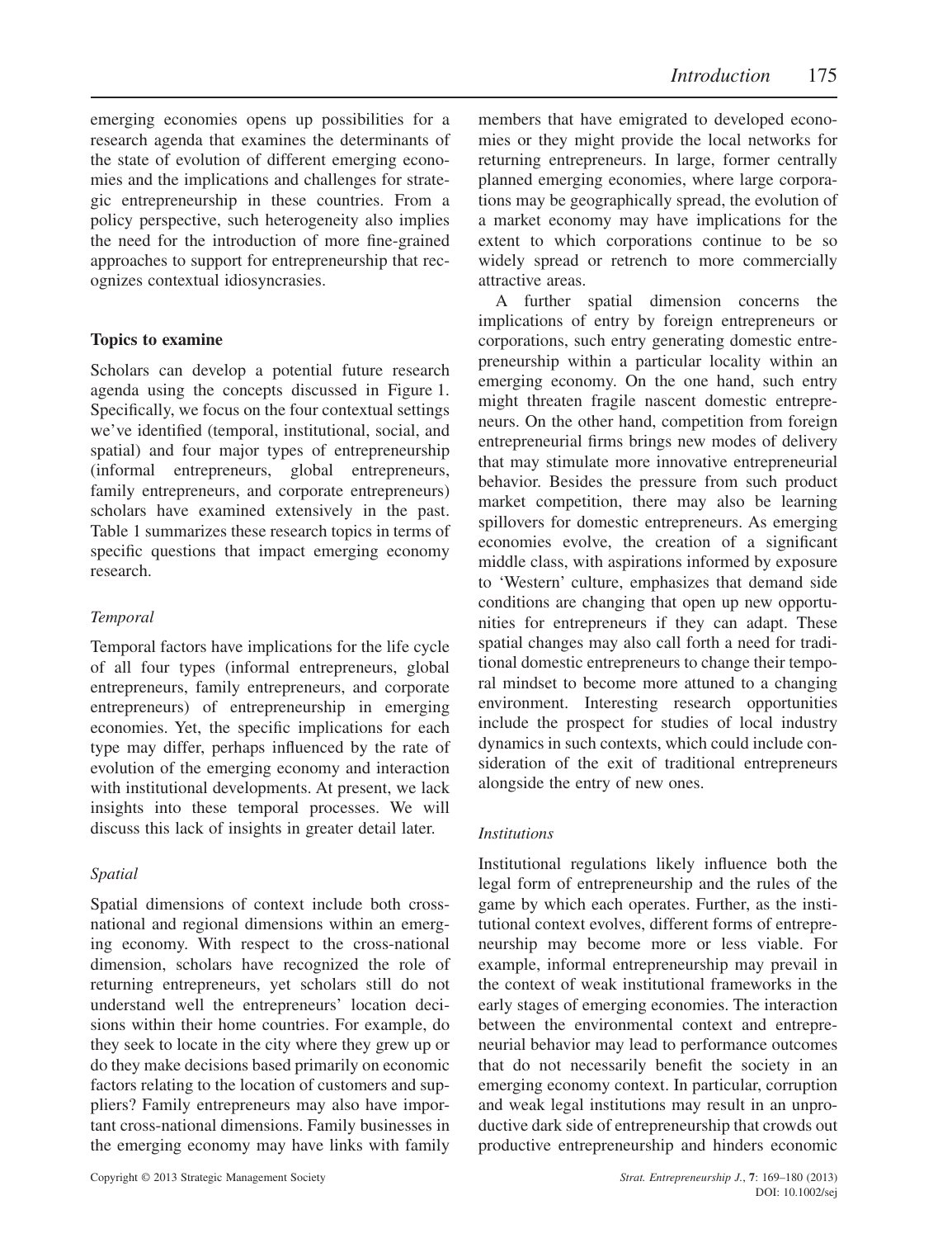emerging economies opens up possibilities for a research agenda that examines the determinants of the state of evolution of different emerging economies and the implications and challenges for strategic entrepreneurship in these countries. From a policy perspective, such heterogeneity also implies the need for the introduction of more fine-grained approaches to support for entrepreneurship that recognizes contextual idiosyncrasies.

### Topics to examine

Scholars can develop a potential future research agenda using the concepts discussed in Figure 1. Specifically, we focus on the four contextual settings we've identified (temporal, institutional, social, and spatial) and four major types of entrepreneurship (informal entrepreneurs, global entrepreneurs, family entrepreneurs, and corporate entrepreneurs) scholars have examined extensively in the past. Table 1 summarizes these research topics in terms of specific questions that impact emerging economy research.

#### *Temporal*

Temporal factors have implications for the life cycle of all four types (informal entrepreneurs, global entrepreneurs, family entrepreneurs, and corporate entrepreneurs) of entrepreneurship in emerging economies. Yet, the specific implications for each type may differ, perhaps influenced by the rate of evolution of the emerging economy and interaction with institutional developments. At present, we lack insights into these temporal processes. We will discuss this lack of insights in greater detail later.

#### *Spatial*

Spatial dimensions of context include both cross-national and regional dimensions within an emerging economy. With respect to the cross-national dimension, scholars have recognized the role of returning entrepreneurs, yet scholars still do not understand well the entrepreneurs' location decisions within their home countries. For example, do they seek to locate in the city where they grew up or do they make decisions based primarily on economic factors relating to the location of customers and suppliers? Family entrepreneurs may also have important cross-national dimensions. Family businesses in the emerging economy may have links with family members that have emigrated to developed economies or they might provide the local networks for returning entrepreneurs. In large, former centrally planned emerging economies, where large corporations may be geographically spread, the evolution of a market economy may have implications for the extent to which corporations continue to be so widely spread or retrench to more commercially attractive areas.

A further spatial dimension concerns the implications of entry by foreign entrepreneurs or corporations, such entry generating domestic entrepreneurship within a particular locality within an emerging economy. On the one hand, such entry might threaten fragile nascent domestic entrepreneurs. On the other hand, competition from foreign entrepreneurial firms brings new modes of delivery that may stimulate more innovative entrepreneurial behavior. Besides the pressure from such product market competition, there may also be learning spillovers for domestic entrepreneurs. As emerging economies evolve, the creation of a significant middle class, with aspirations informed by exposure to 'Western' culture, emphasizes that demand side conditions are changing that open up new opportunities for entrepreneurs if they can adapt. These spatial changes may also call forth a need for traditional domestic entrepreneurs to change their temporal mindset to become more attuned to a changing environment. Interesting research opportunities include the prospect for studies of local industry dynamics in such contexts, which could include consideration of the exit of traditional entrepreneurs alongside the entry of new ones.

#### *Institutions*

Institutional regulations likely influence both the legal form of entrepreneurship and the rules of the game by which each operates. Further, as the institutional context evolves, different forms of entrepreneurship may become more or less viable. For example, informal entrepreneurship may prevail in the context of weak institutional frameworks in the early stages of emerging economies. The interaction between the environmental context and entrepreneurial behavior may lead to performance outcomes that do not necessarily benefit the society in an emerging economy context. In particular, corruption and weak legal institutions may result in an unproductive dark side of entrepreneurship that crowds out productive entrepreneurship and hinders economic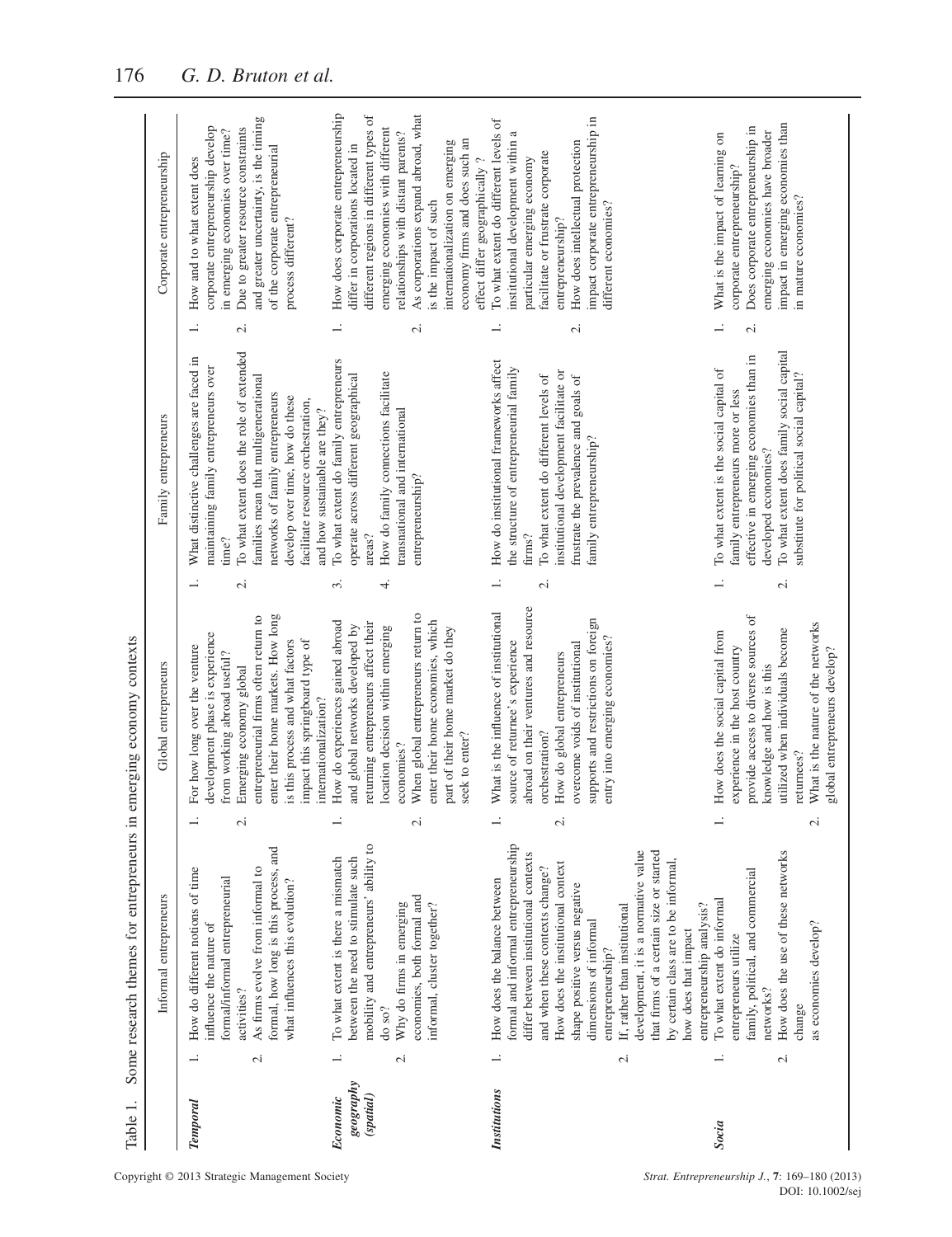Table 1. Some research themes for entrepreneurs in emerging economy contexts

| | Informal entrepreneurs | Global entrepreneurs | Family entrepreneurs | Corporate entrepreneurship |
|---|---|---|---|---|
| ***Temporal*** | 1. How do different notions of time influence the nature of formal/informal entrepreneurial activities?<br>2. As firms evolve from informal to formal, how long is this process, and what influences this evolution? | 1. For how long over the venture development phase is experience from working abroad useful?<br>2. Emerging economy global entrepreneurial firms often return to enter their home markets. How long is this process and what factors impact this springboard type of internationalization? | 1. What distinctive challenges are faced in maintaining family entrepreneurs over time?<br>2. To what extent does the role of extended families mean that multigenerational networks of family entrepreneurs develop over time, how do these facilitate resource orchestration, and how sustainable are they? | 1. How and to what extent does corporate entrepreneurship develop in emerging economies over time?<br>2. Due to greater resource constraints and greater uncertainty, is the timing of the corporate entrepreneurial process different? |
| ***Economic geography (spatial)*** | 1. To what extent is there a mismatch between the need to stimulate such mobility and entrepreneurs' ability to do so?<br>2. Why do firms in emerging economies, both formal and informal, cluster together? | 1. How do experiences gained abroad and global networks developed by returning entrepreneurs affect their location decision within emerging economies?<br>2. When global entrepreneurs return to enter their home economies, which part of their home market do they seek to enter? | 3. To what extent do family entrepreneurs operate across different geographical areas?<br>4. How do family connections facilitate transnational and international entrepreneurship? | 1. How does corporate entrepreneurship differ in corporations located in different regions in different types of emerging economies with different relationships with distant parents?<br>2. As corporations expand abroad, what is the impact of such internationalization on emerging economy firms and does such an effect differ geographically? |
| ***Institutions*** | 1. How does the balance between formal and informal entrepreneurship differ between institutional contexts and when these contexts change? How does the institutional context shape positive versus negative dimensions of informal entrepreneurship?<br>2. If, rather than institutional development, it is a normative value that firms of a certain size or started by certain class are to be informal, how does that impact entrepreneurship analysis? | 1. What is the influence of institutional source of returnee's experience abroad on their ventures and resource orchestration?<br>2. How do global entrepreneurs overcome voids of institutional supports and restrictions on foreign entry into emerging economies? | 1. How do institutional frameworks affect the structure of entrepreneurial family firms?<br>2. To what extent do different levels of institutional development facilitate or frustrate the prevalence and goals of family entrepreneurship? | 1. To what extent do different levels of institutional development within a particular emerging economy facilitate or frustrate corporate entrepreneurship?<br>2. How does intellectual protection impact corporate entrepreneurship in different economies? |
| ***Socia*** | 1. To what extent do informal entrepreneurs utilize family, political, and commercial networks?<br>2. How does the use of these networks change as economies develop? | 1. How does the social capital from experience in the host country provide access to diverse sources of knowledge and how is this utilized when individuals become returnees?<br>2. What is the nature of the networks global entrepreneurs develop? | 1. To what extent is the social capital of family entrepreneurs more or less effective in emerging economies than in developed economies?<br>2. To what extent does family social capital substitute for political social capital? | 1. What is the impact of learning on corporate entrepreneurship?<br>2. Does corporate entrepreneurship in emerging economies have broader impact in emerging economies than in mature economies? |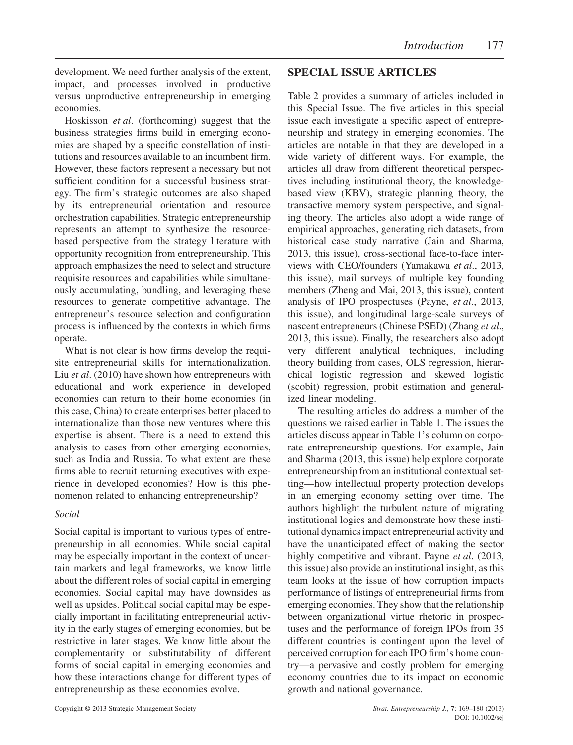development. We need further analysis of the extent, impact, and processes involved in productive versus unproductive entrepreneurship in emerging economies.

Hoskisson *et al*. (forthcoming) suggest that the business strategies firms build in emerging economies are shaped by a specific constellation of institutions and resources available to an incumbent firm. However, these factors represent a necessary but not sufficient condition for a successful business strategy. The firm's strategic outcomes are also shaped by its entrepreneurial orientation and resource orchestration capabilities. Strategic entrepreneurship represents an attempt to synthesize the resource-based perspective from the strategy literature with opportunity recognition from entrepreneurship. This approach emphasizes the need to select and structure requisite resources and capabilities while simultaneously accumulating, bundling, and leveraging these resources to generate competitive advantage. The entrepreneur's resource selection and configuration process is influenced by the contexts in which firms operate.

What is not clear is how firms develop the requisite entrepreneurial skills for internationalization. Liu *et al*. (2010) have shown how entrepreneurs with educational and work experience in developed economies can return to their home economies (in this case, China) to create enterprises better placed to internationalize than those new ventures where this expertise is absent. There is a need to extend this analysis to cases from other emerging economies, such as India and Russia. To what extent are these firms able to recruit returning executives with experience in developed economies? How is this phenomenon related to enhancing entrepreneurship?

### *Social*

Social capital is important to various types of entrepreneurship in all economies. While social capital may be especially important in the context of uncertain markets and legal frameworks, we know little about the different roles of social capital in emerging economies. Social capital may have downsides as well as upsides. Political social capital may be especially important in facilitating entrepreneurial activity in the early stages of emerging economies, but be restrictive in later stages. We know little about the complementarity or substitutability of different forms of social capital in emerging economies and how these interactions change for different types of entrepreneurship as these economies evolve.

## SPECIAL ISSUE ARTICLES

Table 2 provides a summary of articles included in this Special Issue. The five articles in this special issue each investigate a specific aspect of entrepreneurship and strategy in emerging economies. The articles are notable in that they are developed in a wide variety of different ways. For example, the articles all draw from different theoretical perspectives including institutional theory, the knowledge-based view (KBV), strategic planning theory, the transactive memory system perspective, and signaling theory. The articles also adopt a wide range of empirical approaches, generating rich datasets, from historical case study narrative (Jain and Sharma, 2013, this issue), cross-sectional face-to-face interviews with CEO/founders (Yamakawa *et al*., 2013, this issue), mail surveys of multiple key founding members (Zheng and Mai, 2013, this issue), content analysis of IPO prospectuses (Payne, *et al*., 2013, this issue), and longitudinal large-scale surveys of nascent entrepreneurs (Chinese PSED) (Zhang *et al*., 2013, this issue). Finally, the researchers also adopt very different analytical techniques, including theory building from cases, OLS regression, hierarchical logistic regression and skewed logistic (scobit) regression, probit estimation and generalized linear modeling.

The resulting articles do address a number of the questions we raised earlier in Table 1. The issues the articles discuss appear in Table 1's column on corporate entrepreneurship questions. For example, Jain and Sharma (2013, this issue) help explore corporate entrepreneurship from an institutional contextual setting—how intellectual property protection develops in an emerging economy setting over time. The authors highlight the turbulent nature of migrating institutional logics and demonstrate how these institutional dynamics impact entrepreneurial activity and have the unanticipated effect of making the sector highly competitive and vibrant. Payne *et al*. (2013, this issue) also provide an institutional insight, as this team looks at the issue of how corruption impacts performance of listings of entrepreneurial firms from emerging economies. They show that the relationship between organizational virtue rhetoric in prospectuses and the performance of foreign IPOs from 35 different countries is contingent upon the level of perceived corruption for each IPO firm's home country—a pervasive and costly problem for emerging economy countries due to its impact on economic growth and national governance.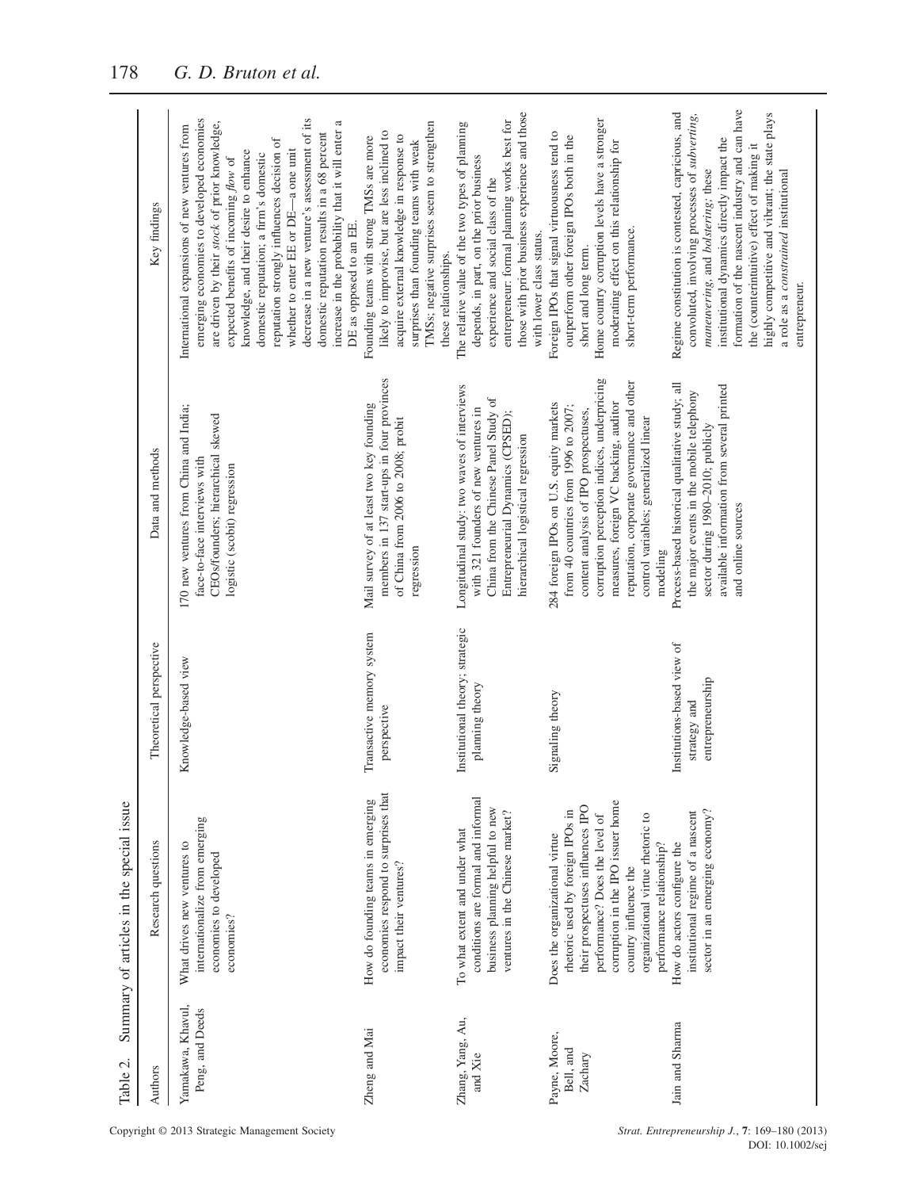Table 2. Summary of articles in the special issue

| Authors | Research questions | Theoretical perspective | Data and methods | Key findings |
|---|---|---|---|---|
| Yamakawa, Khavul, Peng, and Deeds | What drives new ventures to internationalize from emerging economies to developed economies? | Knowledge-based view | 170 new ventures from China and India; face-to-face interviews with CEOs/founders; hierarchical skewed logistic (scobit) regression | International expansions of new ventures from emerging economies to developed economies are driven by their *stock* of prior knowledge, expected benefits of incoming *flow* of knowledge, and their desire to enhance domestic reputation; a firm's domestic reputation strongly influences decision of whether to enter EE or DE—a one unit decrease in a new venture's assessment of its domestic reputation results in a 68 percent increase in the probability that it will enter a DE as opposed to an EE. |
| Zheng and Mai | How do founding teams in emerging economies respond to surprises that impact their ventures? | Transactive memory system perspective | Mail survey of at least two key founding members in 137 start-ups in four provinces of China from 2006 to 2008; probit regression | Founding teams with strong TMSs are more likely to improvise, but are less inclined to acquire external knowledge in response to surprises than founding teams with weak TMSs; negative surprises seem to strengthen these relationships. |
| Zhang, Yang, Au, and Xie | To what extent and under what conditions are formal and informal business planning helpful to new ventures in the Chinese market? | Institutional theory; strategic planning theory | Longitudinal study: two waves of interviews with 321 founders of new ventures in China from the Chinese Panel Study of Entrepreneurial Dynamics (CPSED); hierarchical logistical regression | The relative value of the two types of planning depends, in part, on the prior business experience and social class of the entrepreneur: formal planning works best for those with prior business experience and those with lower class status. |
| Payne, Moore, Bell, and Zachary | Does the organizational virtue rhetoric used by foreign IPOs in their prospectuses influences IPO performance? Does the level of corruption in the IPO issuer home country influence the organizational virtue rhetoric to performance relationship? | Signaling theory | 284 foreign IPOs on U.S. equity markets from 40 countries from 1996 to 2007; content analysis of IPO prospectuses, corruption perception indices, underpricing measures, foreign VC backing, auditor reputation, corporate governance and other control variables; generalized linear modeling | Foreign IPOs that signal virtuousness tend to outperform other foreign IPOs both in the short and long term. Home country corruption levels have a stronger moderating effect on this relationship for short-term performance. |
| Jain and Sharma | How do actors configure the institutional regime of a nascent sector in an emerging economy? | Institutions-based view of strategy and entrepreneurship | Process-based historical qualitative study; all the major events in the mobile telephony sector during 1980–2010; publicly available information from several printed and online sources | Regime constitution is contested, capricious, and convoluted, involving processes of *subverting*, *maneuvering*, and *bolstering*; these institutional dynamics directly impact the formation of the nascent industry and can have the (counterintuitive) effect of making it highly competitive and vibrant; the state plays a role as a *constrained* institutional entrepreneur. |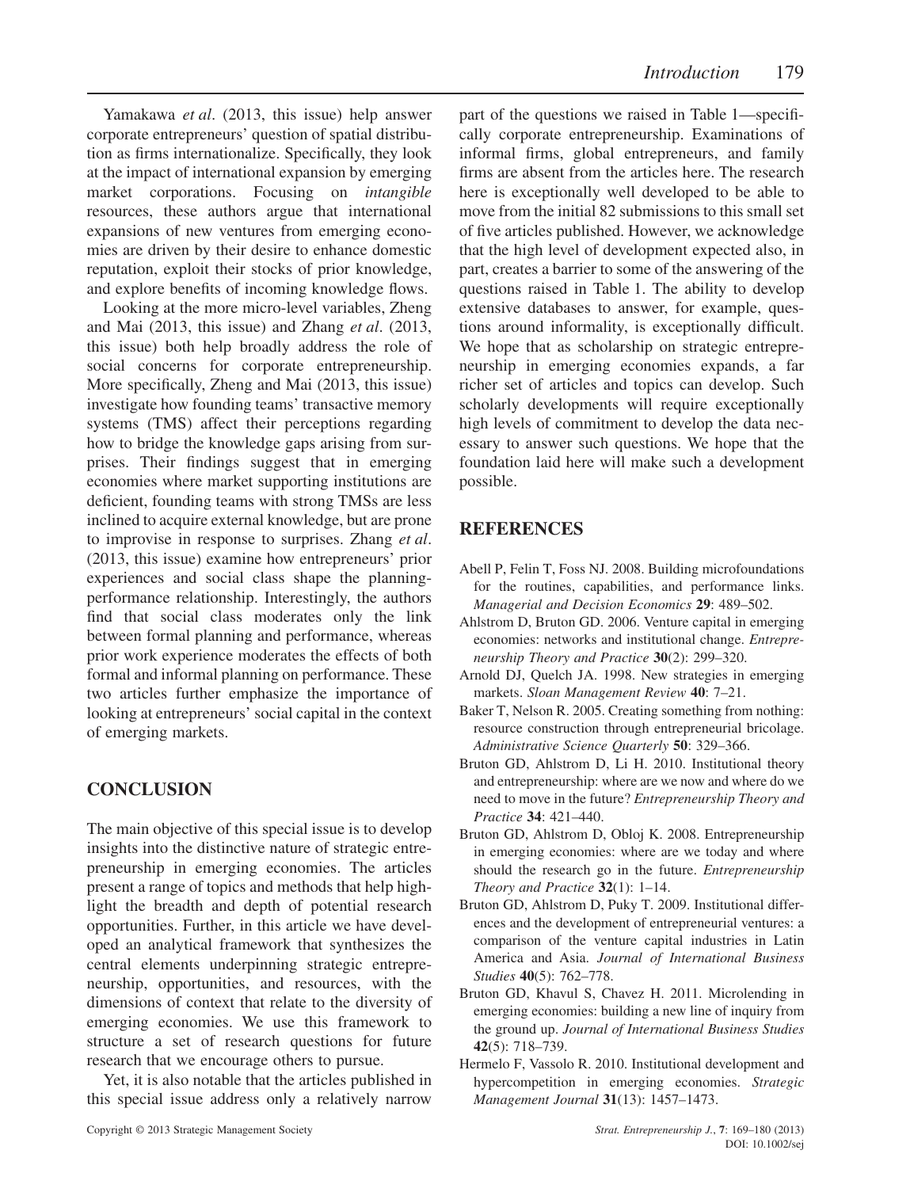Yamakawa *et al*. (2013, this issue) help answer corporate entrepreneurs' question of spatial distribution as firms internationalize. Specifically, they look at the impact of international expansion by emerging market corporations. Focusing on *intangible* resources, these authors argue that international expansions of new ventures from emerging economies are driven by their desire to enhance domestic reputation, exploit their stocks of prior knowledge, and explore benefits of incoming knowledge flows.

Looking at the more micro-level variables, Zheng and Mai (2013, this issue) and Zhang *et al*. (2013, this issue) both help broadly address the role of social concerns for corporate entrepreneurship. More specifically, Zheng and Mai (2013, this issue) investigate how founding teams' transactive memory systems (TMS) affect their perceptions regarding how to bridge the knowledge gaps arising from surprises. Their findings suggest that in emerging economies where market supporting institutions are deficient, founding teams with strong TMSs are less inclined to acquire external knowledge, but are prone to improvise in response to surprises. Zhang *et al*. (2013, this issue) examine how entrepreneurs' prior experiences and social class shape the planning-performance relationship. Interestingly, the authors find that social class moderates only the link between formal planning and performance, whereas prior work experience moderates the effects of both formal and informal planning on performance. These two articles further emphasize the importance of looking at entrepreneurs' social capital in the context of emerging markets.

## CONCLUSION

The main objective of this special issue is to develop insights into the distinctive nature of strategic entrepreneurship in emerging economies. The articles present a range of topics and methods that help highlight the breadth and depth of potential research opportunities. Further, in this article we have developed an analytical framework that synthesizes the central elements underpinning strategic entrepreneurship, opportunities, and resources, with the dimensions of context that relate to the diversity of emerging economies. We use this framework to structure a set of research questions for future research that we encourage others to pursue.

Yet, it is also notable that the articles published in this special issue address only a relatively narrow part of the questions we raised in Table 1—specifically corporate entrepreneurship. Examinations of informal firms, global entrepreneurs, and family firms are absent from the articles here. The research here is exceptionally well developed to be able to move from the initial 82 submissions to this small set of five articles published. However, we acknowledge that the high level of development expected also, in part, creates a barrier to some of the answering of the questions raised in Table 1. The ability to develop extensive databases to answer, for example, questions around informality, is exceptionally difficult. We hope that as scholarship on strategic entrepreneurship in emerging economies expands, a far richer set of articles and topics can develop. Such scholarly developments will require exceptionally high levels of commitment to develop the data necessary to answer such questions. We hope that the foundation laid here will make such a development possible.

## REFERENCES

Abell P, Felin T, Foss NJ. 2008. Building microfoundations for the routines, capabilities, and performance links. *Managerial and Decision Economics* **29**: 489–502.

Ahlstrom D, Bruton GD. 2006. Venture capital in emerging economies: networks and institutional change. *Entrepreneurship Theory and Practice* **30**(2): 299–320.

Arnold DJ, Quelch JA. 1998. New strategies in emerging markets. *Sloan Management Review* **40**: 7–21.

Baker T, Nelson R. 2005. Creating something from nothing: resource construction through entrepreneurial bricolage. *Administrative Science Quarterly* **50**: 329–366.

Bruton GD, Ahlstrom D, Li H. 2010. Institutional theory and entrepreneurship: where are we now and where do we need to move in the future? *Entrepreneurship Theory and Practice* **34**: 421–440.

Bruton GD, Ahlstrom D, Obloj K. 2008. Entrepreneurship in emerging economies: where are we today and where should the research go in the future. *Entrepreneurship Theory and Practice* **32**(1): 1–14.

Bruton GD, Ahlstrom D, Puky T. 2009. Institutional differences and the development of entrepreneurial ventures: a comparison of the venture capital industries in Latin America and Asia. *Journal of International Business Studies* **40**(5): 762–778.

Bruton GD, Khavul S, Chavez H. 2011. Microlending in emerging economies: building a new line of inquiry from the ground up. *Journal of International Business Studies* **42**(5): 718–739.

Hermelo F, Vassolo R. 2010. Institutional development and hypercompetition in emerging economies. *Strategic Management Journal* **31**(13): 1457–1473.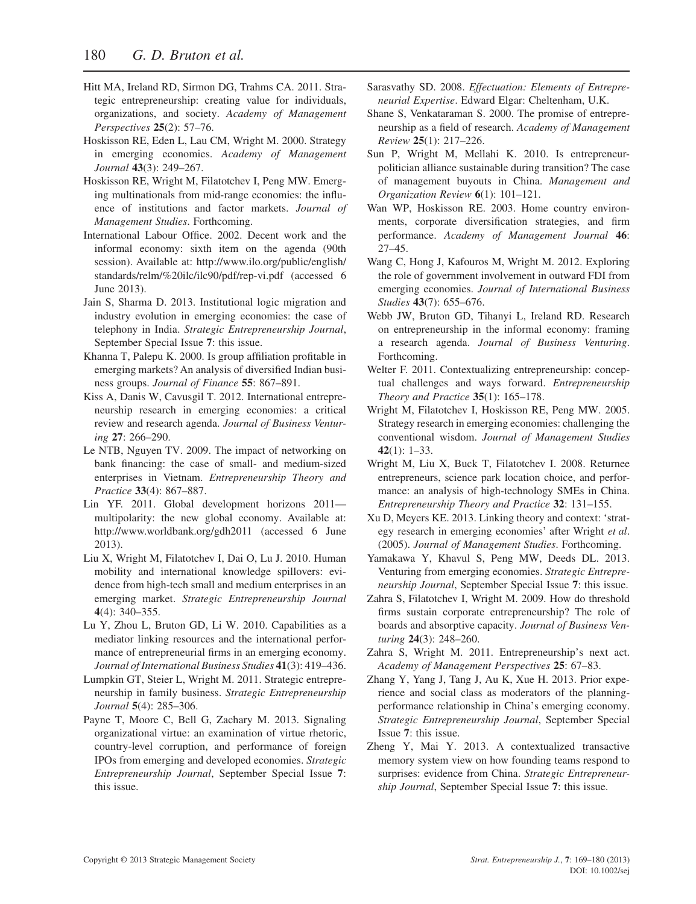Hitt MA, Ireland RD, Sirmon DG, Trahms CA. 2011. Strategic entrepreneurship: creating value for individuals, organizations, and society. *Academy of Management Perspectives* **25**(2): 57–76.

Hoskisson RE, Eden L, Lau CM, Wright M. 2000. Strategy in emerging economies. *Academy of Management Journal* **43**(3): 249–267.

Hoskisson RE, Wright M, Filatotchev I, Peng MW. Emerging multinationals from mid-range economies: the influence of institutions and factor markets. *Journal of Management Studies*. Forthcoming.

International Labour Office. 2002. Decent work and the informal economy: sixth item on the agenda (90th session). Available at: http://www.ilo.org/public/english/standards/relm/%20ilc/ilc90/pdf/rep-vi.pdf (accessed 6 June 2013).

Jain S, Sharma D. 2013. Institutional logic migration and industry evolution in emerging economies: the case of telephony in India. *Strategic Entrepreneurship Journal*, September Special Issue **7**: this issue.

Khanna T, Palepu K. 2000. Is group affiliation profitable in emerging markets? An analysis of diversified Indian business groups. *Journal of Finance* **55**: 867–891.

Kiss A, Danis W, Cavusgil T. 2012. International entrepreneurship research in emerging economies: a critical review and research agenda. *Journal of Business Venturing* **27**: 266–290.

Le NTB, Nguyen TV. 2009. The impact of networking on bank financing: the case of small- and medium-sized enterprises in Vietnam. *Entrepreneurship Theory and Practice* **33**(4): 867–887.

Lin YF. 2011. Global development horizons 2011—multipolarity: the new global economy. Available at: http://www.worldbank.org/gdh2011 (accessed 6 June 2013).

Liu X, Wright M, Filatotchev I, Dai O, Lu J. 2010. Human mobility and international knowledge spillovers: evidence from high-tech small and medium enterprises in an emerging market. *Strategic Entrepreneurship Journal* **4**(4): 340–355.

Lu Y, Zhou L, Bruton GD, Li W. 2010. Capabilities as a mediator linking resources and the international performance of entrepreneurial firms in an emerging economy. *Journal of International Business Studies* **41**(3): 419–436.

Lumpkin GT, Steier L, Wright M. 2011. Strategic entrepreneurship in family business. *Strategic Entrepreneurship Journal* **5**(4): 285–306.

Payne T, Moore C, Bell G, Zachary M. 2013. Signaling organizational virtue: an examination of virtue rhetoric, country-level corruption, and performance of foreign IPOs from emerging and developed economies. *Strategic Entrepreneurship Journal*, September Special Issue **7**: this issue.

Sarasvathy SD. 2008. *Effectuation: Elements of Entrepreneurial Expertise*. Edward Elgar: Cheltenham, U.K.

Shane S, Venkataraman S. 2000. The promise of entrepreneurship as a field of research. *Academy of Management Review* **25**(1): 217–226.

Sun P, Wright M, Mellahi K. 2010. Is entrepreneur-politician alliance sustainable during transition? The case of management buyouts in China. *Management and Organization Review* **6**(1): 101–121.

Wan WP, Hoskisson RE. 2003. Home country environments, corporate diversification strategies, and firm performance. *Academy of Management Journal* **46**: 27–45.

Wang C, Hong J, Kafouros M, Wright M. 2012. Exploring the role of government involvement in outward FDI from emerging economies. *Journal of International Business Studies* **43**(7): 655–676.

Webb JW, Bruton GD, Tihanyi L, Ireland RD. Research on entrepreneurship in the informal economy: framing a research agenda. *Journal of Business Venturing*. Forthcoming.

Welter F. 2011. Contextualizing entrepreneurship: conceptual challenges and ways forward. *Entrepreneurship Theory and Practice* **35**(1): 165–178.

Wright M, Filatotchev I, Hoskisson RE, Peng MW. 2005. Strategy research in emerging economies: challenging the conventional wisdom. *Journal of Management Studies* **42**(1): 1–33.

Wright M, Liu X, Buck T, Filatotchev I. 2008. Returnee entrepreneurs, science park location choice, and performance: an analysis of high-technology SMEs in China. *Entrepreneurship Theory and Practice* **32**: 131–155.

Xu D, Meyers KE. 2013. Linking theory and context: 'strategy research in emerging economies' after Wright *et al*. (2005). *Journal of Management Studies*. Forthcoming.

Yamakawa Y, Khavul S, Peng MW, Deeds DL. 2013. Venturing from emerging economies. *Strategic Entrepreneurship Journal*, September Special Issue **7**: this issue.

Zahra S, Filatotchev I, Wright M. 2009. How do threshold firms sustain corporate entrepreneurship? The role of boards and absorptive capacity. *Journal of Business Venturing* **24**(3): 248–260.

Zahra S, Wright M. 2011. Entrepreneurship's next act. *Academy of Management Perspectives* **25**: 67–83.

Zhang Y, Yang J, Tang J, Au K, Xue H. 2013. Prior experience and social class as moderators of the planning-performance relationship in China's emerging economy. *Strategic Entrepreneurship Journal*, September Special Issue **7**: this issue.

Zheng Y, Mai Y. 2013. A contextualized transactive memory system view on how founding teams respond to surprises: evidence from China. *Strategic Entrepreneurship Journal*, September Special Issue **7**: this issue.